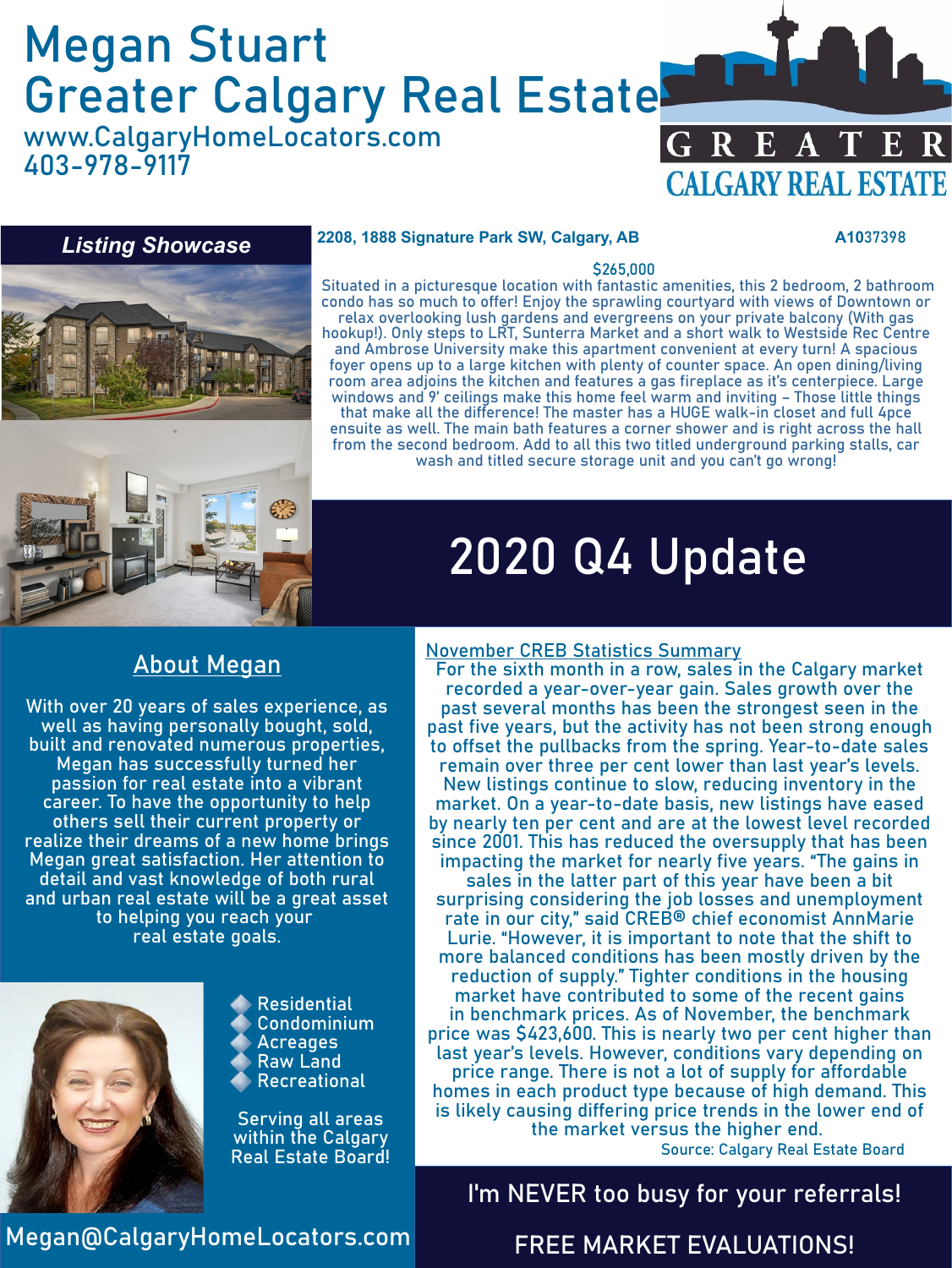# Megan Stuart
# Greater Calgary Real Estate

www.CalgaryHomeLocators.com
403-978-9117

GREATER CALGARY REAL ESTATE

## Listing Showcase

**2208, 1888 Signature Park SW, Calgary, AB** **A1037398**

$265,000

Situated in a picturesque location with fantastic amenities, this 2 bedroom, 2 bathroom condo has so much to offer! Enjoy the sprawling courtyard with views of Downtown or relax overlooking lush gardens and evergreens on your private balcony (With gas hookup!). Only steps to LRT, Sunterra Market and a short walk to Westside Rec Centre and Ambrose University make this apartment convenient at every turn! A spacious foyer opens up to a large kitchen with plenty of counter space. An open dining/living room area adjoins the kitchen and features a gas fireplace as it's centerpiece. Large windows and 9' ceilings make this home feel warm and inviting – Those little things that make all the difference! The master has a HUGE walk-in closet and full 4pce ensuite as well. The main bath features a corner shower and is right across the hall from the second bedroom. Add to all this two titled underground parking stalls, car wash and titled secure storage unit and you can't go wrong!

# 2020 Q4 Update

## About Megan

With over 20 years of sales experience, as well as having personally bought, sold, built and renovated numerous properties, Megan has successfully turned her passion for real estate into a vibrant career. To have the opportunity to help others sell their current property or realize their dreams of a new home brings Megan great satisfaction. Her attention to detail and vast knowledge of both rural and urban real estate will be a great asset to helping you reach your real estate goals.

- Residential
- Condominium
- Acreages
- Raw Land
- Recreational

Serving all areas within the Calgary Real Estate Board!

Megan@CalgaryHomeLocators.com

## November CREB Statistics Summary

For the sixth month in a row, sales in the Calgary market recorded a year-over-year gain. Sales growth over the past several months has been the strongest seen in the past five years, but the activity has not been strong enough to offset the pullbacks from the spring. Year-to-date sales remain over three per cent lower than last year's levels. New listings continue to slow, reducing inventory in the market. On a year-to-date basis, new listings have eased by nearly ten per cent and are at the lowest level recorded since 2001. This has reduced the oversupply that has been impacting the market for nearly five years. "The gains in sales in the latter part of this year have been a bit surprising considering the job losses and unemployment rate in our city," said CREB® chief economist AnnMarie Lurie. "However, it is important to note that the shift to more balanced conditions has been mostly driven by the reduction of supply." Tighter conditions in the housing market have contributed to some of the recent gains in benchmark prices. As of November, the benchmark price was $423,600. This is nearly two per cent higher than last year's levels. However, conditions vary depending on price range. There is not a lot of supply for affordable homes in each product type because of high demand. This is likely causing differing price trends in the lower end of the market versus the higher end.

Source: Calgary Real Estate Board

I'm NEVER too busy for your referrals!

FREE MARKET EVALUATIONS!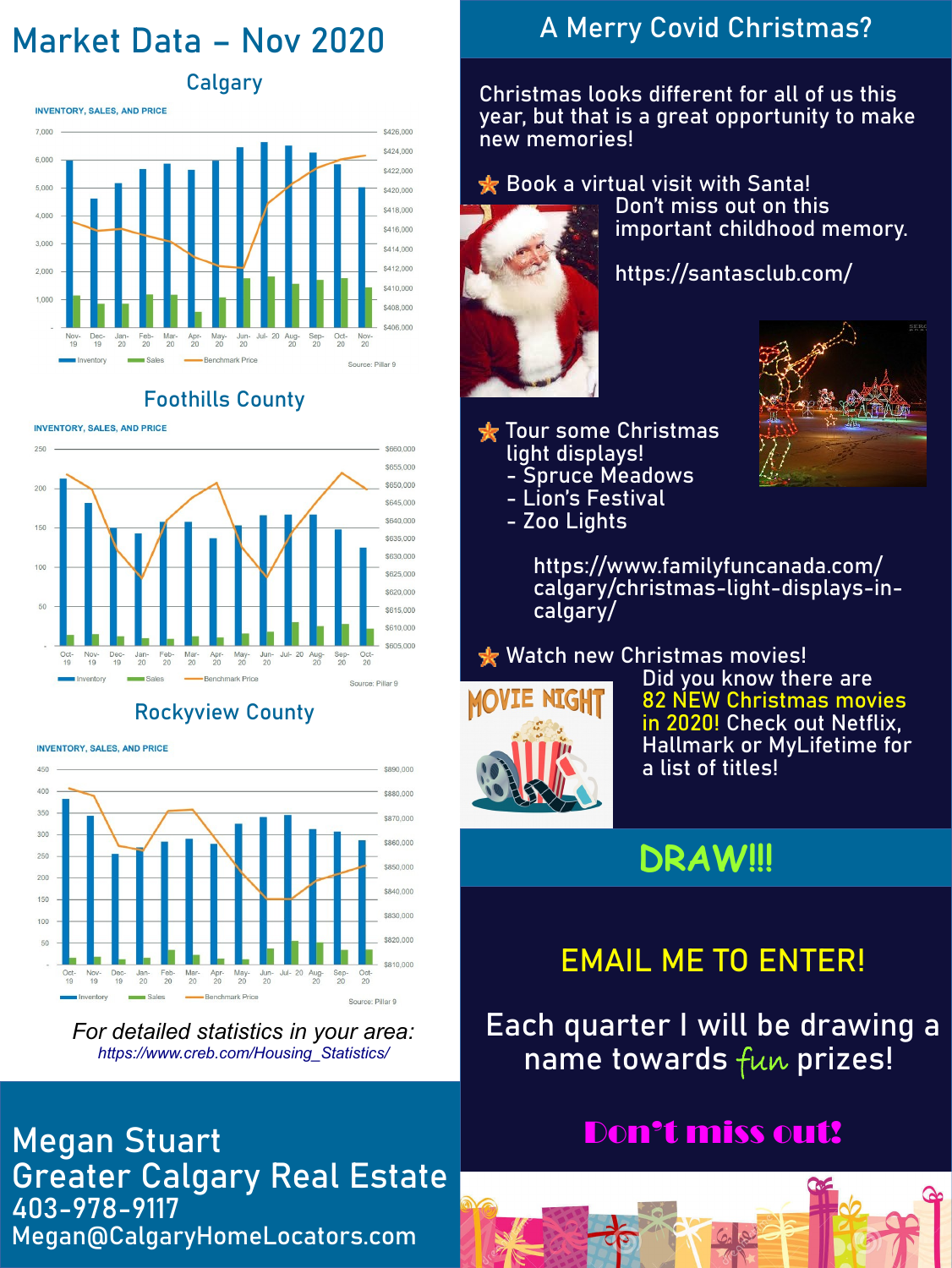# Market Data – Nov 2020

## Calgary

INVENTORY, SALES, AND PRICE

7,000
6,000
5,000
4,000
3,000
2,000
1,000
-

$426,000
$424,000
$422,000
$420,000
$418,000
$416,000
$414,000
$412,000
$410,000
$408,000
$406,000

Nov-19 Dec-19 Jan-20 Feb-20 Mar-20 Apr-20 May-20 Jun-20 Jul-20 Aug-20 Sep-20 Oct-20 Nov-20

Inventory Sales Benchmark Price

Source: Pillar 9

## Foothills County

INVENTORY, SALES, AND PRICE

250
200
150
100
50
-

$660,000
$655,000
$650,000
$645,000
$640,000
$635,000
$630,000
$625,000
$620,000
$615,000
$610,000
$605,000

Oct-19 Nov-19 Dec-19 Jan-20 Feb-20 Mar-20 Apr-20 May-20 Jun-20 Jul-20 Aug-20 Sep-20 Oct-20

Inventory Sales Benchmark Price

Source: Pillar 9

## Rockyview County

INVENTORY, SALES, AND PRICE

450
400
350
300
250
200
150
100
50
-

$890,000
$880,000
$870,000
$860,000
$850,000
$840,000
$830,000
$820,000
$810,000

Oct-19 Nov-19 Dec-19 Jan-20 Feb-20 Mar-20 Apr-20 May-20 Jun-20 Jul-20 Aug-20 Sep-20 Oct-20

Inventory Sales Benchmark Price

Source: Pillar 9

*For detailed statistics in your area:*
*https://www.creb.com/Housing_Statistics/*

**Megan Stuart**
**Greater Calgary Real Estate**
403-978-9117
Megan@CalgaryHomeLocators.com

# A Merry Covid Christmas?

Christmas looks different for all of us this year, but that is a great opportunity to make new memories!

- **Book a virtual visit with Santa!**
  Don't miss out on this important childhood memory.

  https://santasclub.com/

- **Tour some Christmas light displays!**
  - Spruce Meadows
  - Lion's Festival
  - Zoo Lights

  https://www.familyfuncanada.com/calgary/christmas-light-displays-in-calgary/

- **Watch new Christmas movies!**
  Did you know there are 82 NEW Christmas movies in 2020! Check out Netflix, Hallmark or MyLifetime for a list of titles!

MOVIE NIGHT

# DRAW!!!

## EMAIL ME TO ENTER!

Each quarter I will be drawing a name towards fun prizes!

**Don't miss out!**